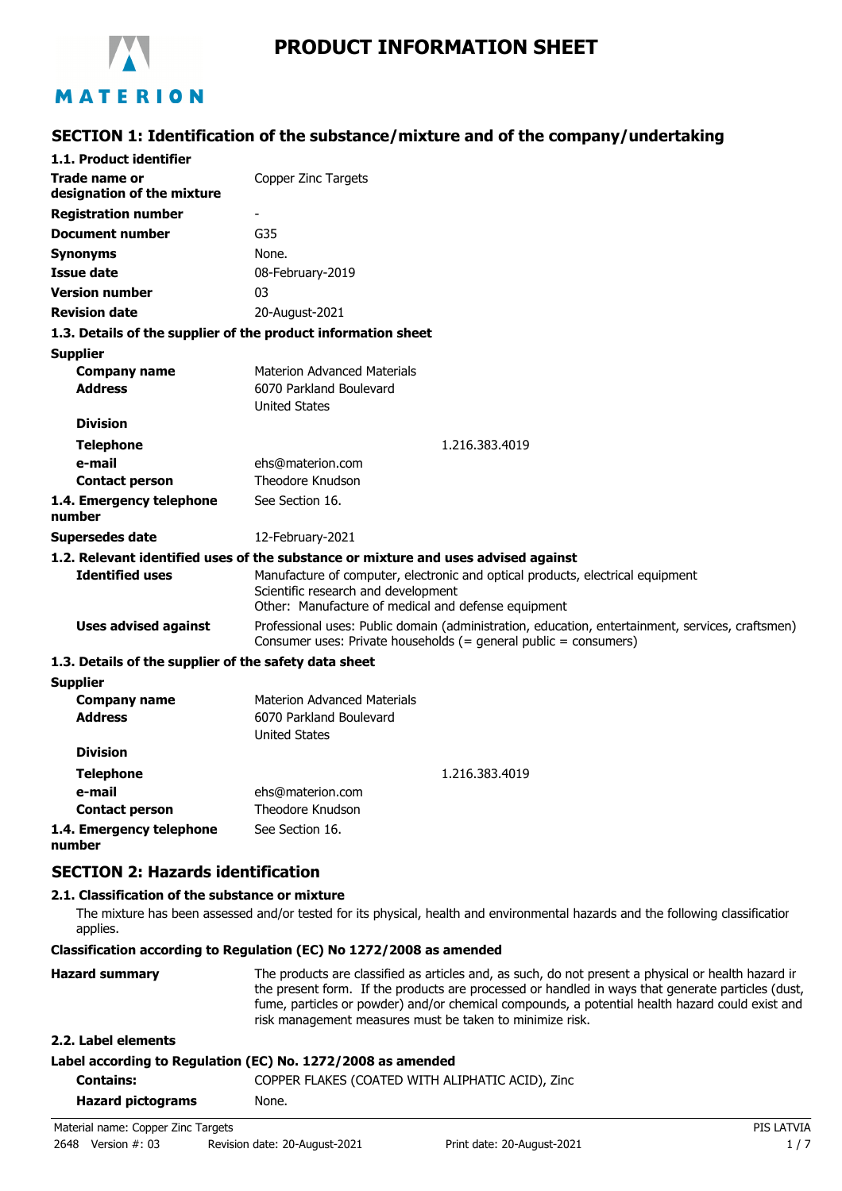# PRODUCT INFORMATION SHEET

## SECTION 1: Identification of the substance/mixture and of the company/undertaking

### 1.1. Product identifier

| | |
|---|---|
| **Trade name or designation of the mixture** | Copper Zinc Targets |
| **Registration number** | - |
| **Document number** | G35 |
| **Synonyms** | None. |
| **Issue date** | 08-February-2019 |
| **Version number** | 03 |
| **Revision date** | 20-August-2021 |

### 1.3. Details of the supplier of the product information sheet

**Supplier**

| | |
|---|---|
| **Company name** | Materion Advanced Materials |
| **Address** | 6070 Parkland Boulevard<br>United States |
| **Division** | |
| **Telephone** | 1.216.383.4019 |
| **e-mail** | ehs@materion.com |
| **Contact person** | Theodore Knudson |
| **1.4. Emergency telephone number** | See Section 16. |
| **Supersedes date** | 12-February-2021 |

### 1.2. Relevant identified uses of the substance or mixture and uses advised against

| | |
|---|---|
| **Identified uses** | Manufacture of computer, electronic and optical products, electrical equipment<br>Scientific research and development<br>Other: Manufacture of medical and defense equipment |
| **Uses advised against** | Professional uses: Public domain (administration, education, entertainment, services, craftsmen)<br>Consumer uses: Private households (= general public = consumers) |

### 1.3. Details of the supplier of the safety data sheet

**Supplier**

| | |
|---|---|
| **Company name** | Materion Advanced Materials |
| **Address** | 6070 Parkland Boulevard<br>United States |
| **Division** | |
| **Telephone** | 1.216.383.4019 |
| **e-mail** | ehs@materion.com |
| **Contact person** | Theodore Knudson |
| **1.4. Emergency telephone number** | See Section 16. |

## SECTION 2: Hazards identification

### 2.1. Classification of the substance or mixture

The mixture has been assessed and/or tested for its physical, health and environmental hazards and the following classification applies.

**Classification according to Regulation (EC) No 1272/2008 as amended**

**Hazard summary** The products are classified as articles and, as such, do not present a physical or health hazard in the present form. If the products are processed or handled in ways that generate particles (dust, fume, particles or powder) and/or chemical compounds, a potential health hazard could exist and risk management measures must be taken to minimize risk.

### 2.2. Label elements

**Label according to Regulation (EC) No. 1272/2008 as amended**

| | |
|---|---|
| **Contains:** | COPPER FLAKES (COATED WITH ALIPHATIC ACID), Zinc |
| **Hazard pictograms** | None. |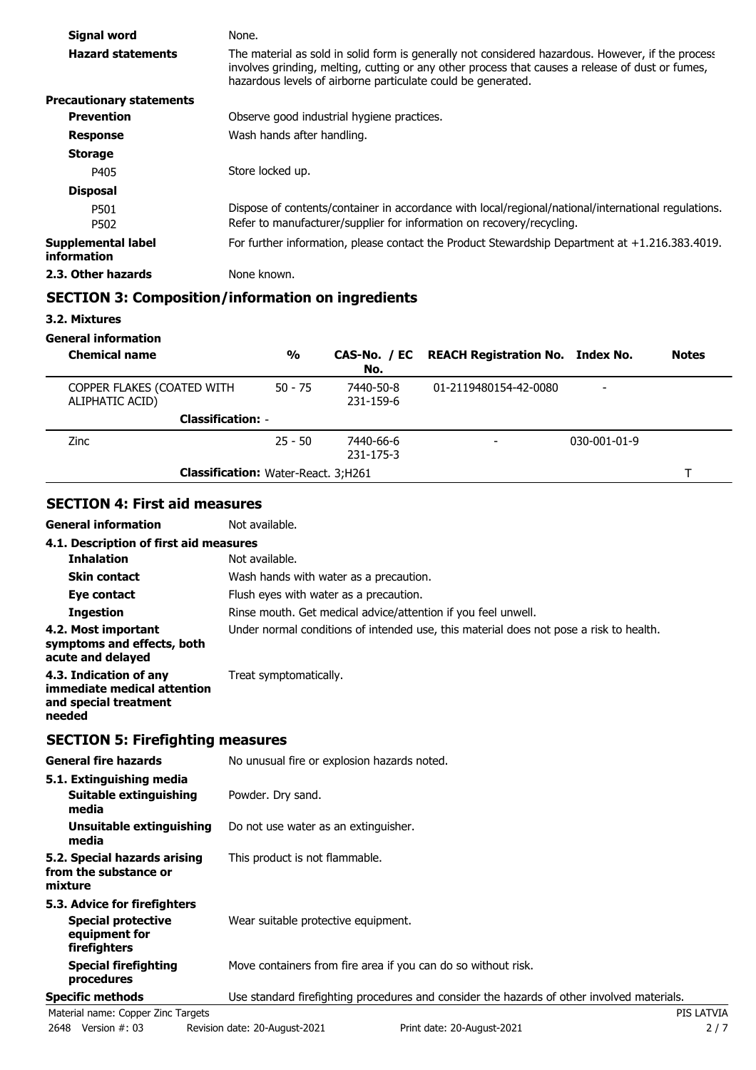| | |
|---|---|
| **Signal word** | None. |
| **Hazard statements** | The material as sold in solid form is generally not considered hazardous. However, if the process involves grinding, melting, cutting or any other process that causes a release of dust or fumes, hazardous levels of airborne particulate could be generated. |
| **Precautionary statements** | |
| **Prevention** | Observe good industrial hygiene practices. |
| **Response** | Wash hands after handling. |
| **Storage** | |
| P405 | Store locked up. |
| **Disposal** | |
| P501 | Dispose of contents/container in accordance with local/regional/national/international regulations. |
| P502 | Refer to manufacturer/supplier for information on recovery/recycling. |
| **Supplemental label information** | For further information, please contact the Product Stewardship Department at +1.216.383.4019. |
| **2.3. Other hazards** | None known. |

## SECTION 3: Composition/information on ingredients

**3.2. Mixtures**

**General information**

| Chemical name | % | CAS-No. / EC No. | REACH Registration No. | Index No. | Notes |
|---|---|---|---|---|---|
| COPPER FLAKES (COATED WITH ALIPHATIC ACID) | 50 - 75 | 7440-50-8 231-159-6 | 01-2119480154-42-0080 | - | |
| **Classification:** - | | | | | |
| Zinc | 25 - 50 | 7440-66-6 231-175-3 | - | 030-001-01-9 | |
| **Classification:** Water-React. 3;H261 | | | | | T |

## SECTION 4: First aid measures

| | |
|---|---|
| **General information** | Not available. |
| **4.1. Description of first aid measures** | |
| **Inhalation** | Not available. |
| **Skin contact** | Wash hands with water as a precaution. |
| **Eye contact** | Flush eyes with water as a precaution. |
| **Ingestion** | Rinse mouth. Get medical advice/attention if you feel unwell. |
| **4.2. Most important symptoms and effects, both acute and delayed** | Under normal conditions of intended use, this material does not pose a risk to health. |
| **4.3. Indication of any immediate medical attention and special treatment needed** | Treat symptomatically. |

## SECTION 5: Firefighting measures

| | |
|---|---|
| **General fire hazards** | No unusual fire or explosion hazards noted. |
| **5.1. Extinguishing media** | |
| **Suitable extinguishing media** | Powder. Dry sand. |
| **Unsuitable extinguishing media** | Do not use water as an extinguisher. |
| **5.2. Special hazards arising from the substance or mixture** | This product is not flammable. |
| **5.3. Advice for firefighters** | |
| **Special protective equipment for firefighters** | Wear suitable protective equipment. |
| **Special firefighting procedures** | Move containers from fire area if you can do so without risk. |
| **Specific methods** | Use standard firefighting procedures and consider the hazards of other involved materials. |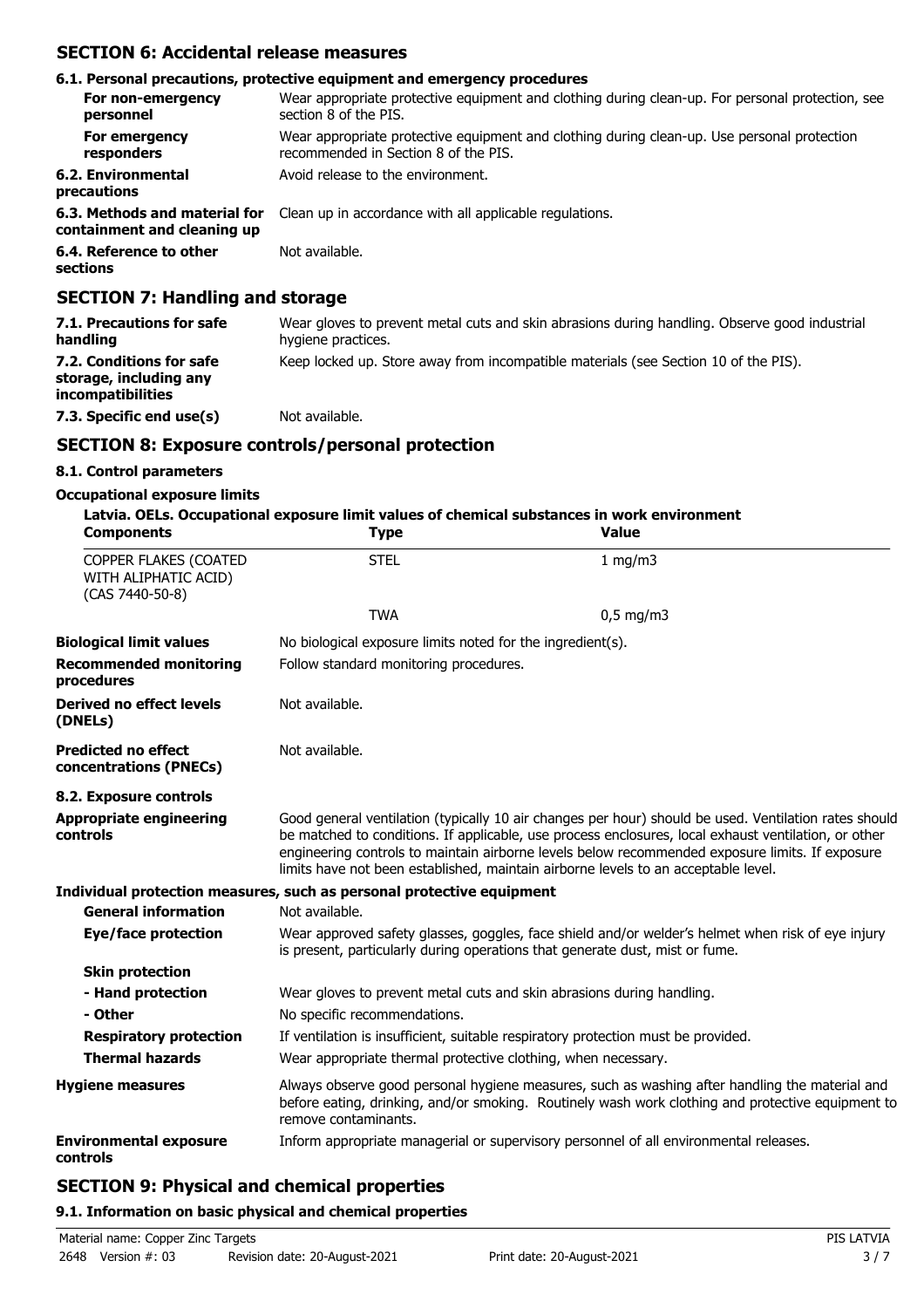## SECTION 6: Accidental release measures

### 6.1. Personal precautions, protective equipment and emergency procedures

| | |
|---|---|
| **For non-emergency personnel** | Wear appropriate protective equipment and clothing during clean-up. For personal protection, see section 8 of the PIS. |
| **For emergency responders** | Wear appropriate protective equipment and clothing during clean-up. Use personal protection recommended in Section 8 of the PIS. |
| **6.2. Environmental precautions** | Avoid release to the environment. |
| **6.3. Methods and material for containment and cleaning up** | Clean up in accordance with all applicable regulations. |
| **6.4. Reference to other sections** | Not available. |

## SECTION 7: Handling and storage

| | |
|---|---|
| **7.1. Precautions for safe handling** | Wear gloves to prevent metal cuts and skin abrasions during handling. Observe good industrial hygiene practices. |
| **7.2. Conditions for safe storage, including any incompatibilities** | Keep locked up. Store away from incompatible materials (see Section 10 of the PIS). |
| **7.3. Specific end use(s)** | Not available. |

## SECTION 8: Exposure controls/personal protection

### 8.1. Control parameters

**Occupational exposure limits**

**Latvia. OELs. Occupational exposure limit values of chemical substances in work environment**

| Components | Type | Value |
|---|---|---|
| COPPER FLAKES (COATED WITH ALIPHATIC ACID) (CAS 7440-50-8) | STEL | 1 mg/m3 |
| | TWA | 0,5 mg/m3 |

| | |
|---|---|
| **Biological limit values** | No biological exposure limits noted for the ingredient(s). |
| **Recommended monitoring procedures** | Follow standard monitoring procedures. |
| **Derived no effect levels (DNELs)** | Not available. |
| **Predicted no effect concentrations (PNECs)** | Not available. |

### 8.2. Exposure controls

| | |
|---|---|
| **Appropriate engineering controls** | Good general ventilation (typically 10 air changes per hour) should be used. Ventilation rates should be matched to conditions. If applicable, use process enclosures, local exhaust ventilation, or other engineering controls to maintain airborne levels below recommended exposure limits. If exposure limits have not been established, maintain airborne levels to an acceptable level. |

**Individual protection measures, such as personal protective equipment**

| | |
|---|---|
| **General information** | Not available. |
| **Eye/face protection** | Wear approved safety glasses, goggles, face shield and/or welder's helmet when risk of eye injury is present, particularly during operations that generate dust, mist or fume. |
| **Skin protection** | |
| **- Hand protection** | Wear gloves to prevent metal cuts and skin abrasions during handling. |
| **- Other** | No specific recommendations. |
| **Respiratory protection** | If ventilation is insufficient, suitable respiratory protection must be provided. |
| **Thermal hazards** | Wear appropriate thermal protective clothing, when necessary. |
| **Hygiene measures** | Always observe good personal hygiene measures, such as washing after handling the material and before eating, drinking, and/or smoking. Routinely wash work clothing and protective equipment to remove contaminants. |
| **Environmental exposure controls** | Inform appropriate managerial or supervisory personnel of all environmental releases. |

## SECTION 9: Physical and chemical properties

### 9.1. Information on basic physical and chemical properties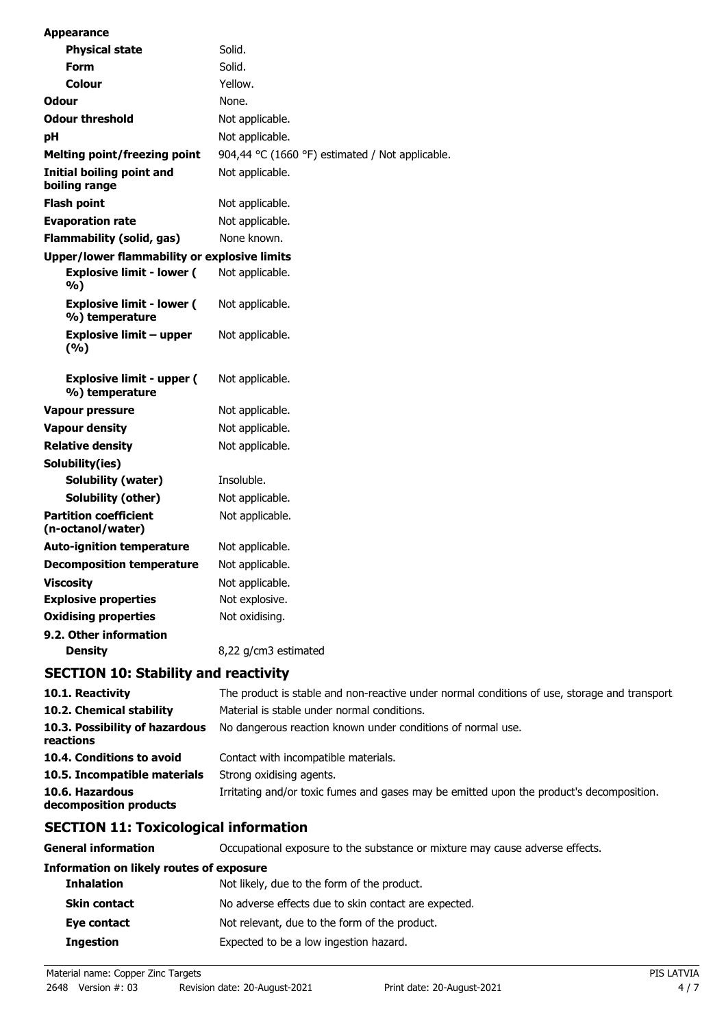| | |
|---|---|
| **Appearance** | |
| **Physical state** | Solid. |
| **Form** | Solid. |
| **Colour** | Yellow. |
| **Odour** | None. |
| **Odour threshold** | Not applicable. |
| **pH** | Not applicable. |
| **Melting point/freezing point** | 904,44 °C (1660 °F) estimated / Not applicable. |
| **Initial boiling point and boiling range** | Not applicable. |
| **Flash point** | Not applicable. |
| **Evaporation rate** | Not applicable. |
| **Flammability (solid, gas)** | None known. |
| **Upper/lower flammability or explosive limits** | |
| **Explosive limit - lower (%)** | Not applicable. |
| **Explosive limit - lower (%) temperature** | Not applicable. |
| **Explosive limit – upper (%)** | Not applicable. |
| **Explosive limit - upper (%) temperature** | Not applicable. |
| **Vapour pressure** | Not applicable. |
| **Vapour density** | Not applicable. |
| **Relative density** | Not applicable. |
| **Solubility(ies)** | |
| **Solubility (water)** | Insoluble. |
| **Solubility (other)** | Not applicable. |
| **Partition coefficient (n-octanol/water)** | Not applicable. |
| **Auto-ignition temperature** | Not applicable. |
| **Decomposition temperature** | Not applicable. |
| **Viscosity** | Not applicable. |
| **Explosive properties** | Not explosive. |
| **Oxidising properties** | Not oxidising. |
| **9.2. Other information** | |
| **Density** | 8,22 g/cm3 estimated |

## SECTION 10: Stability and reactivity

| | |
|---|---|
| **10.1. Reactivity** | The product is stable and non-reactive under normal conditions of use, storage and transport. |
| **10.2. Chemical stability** | Material is stable under normal conditions. |
| **10.3. Possibility of hazardous reactions** | No dangerous reaction known under conditions of normal use. |
| **10.4. Conditions to avoid** | Contact with incompatible materials. |
| **10.5. Incompatible materials** | Strong oxidising agents. |
| **10.6. Hazardous decomposition products** | Irritating and/or toxic fumes and gases may be emitted upon the product's decomposition. |

## SECTION 11: Toxicological information

| | |
|---|---|
| **General information** | Occupational exposure to the substance or mixture may cause adverse effects. |
| **Information on likely routes of exposure** | |
| **Inhalation** | Not likely, due to the form of the product. |
| **Skin contact** | No adverse effects due to skin contact are expected. |
| **Eye contact** | Not relevant, due to the form of the product. |
| **Ingestion** | Expected to be a low ingestion hazard. |

Material name: Copper Zinc Targets
2648 Version #: 03 Revision date: 20-August-2021 Print date: 20-August-2021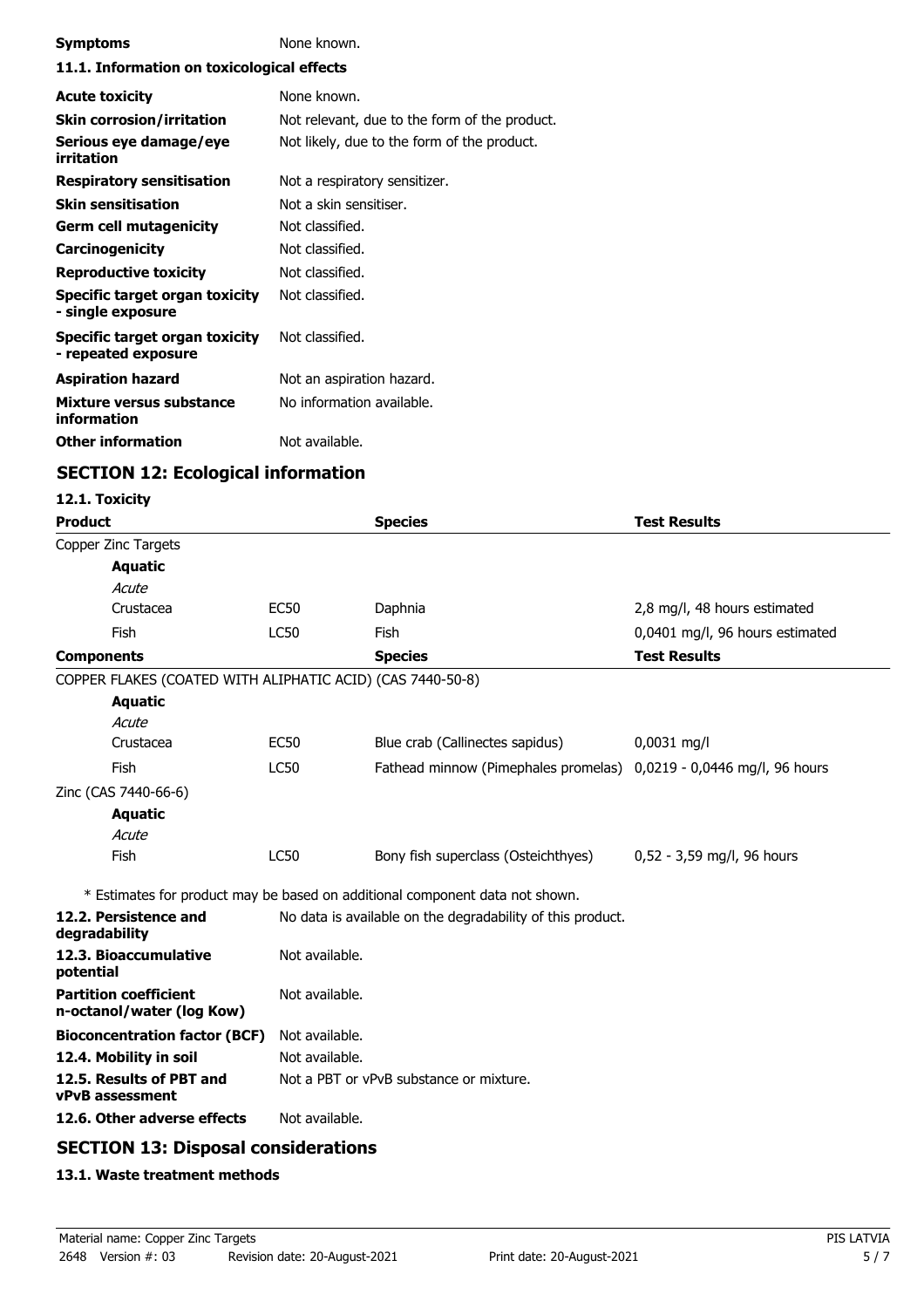| | |
|---|---|
| **Symptoms** | None known. |

### 11.1. Information on toxicological effects

| | |
|---|---|
| **Acute toxicity** | None known. |
| **Skin corrosion/irritation** | Not relevant, due to the form of the product. |
| **Serious eye damage/eye irritation** | Not likely, due to the form of the product. |
| **Respiratory sensitisation** | Not a respiratory sensitizer. |
| **Skin sensitisation** | Not a skin sensitiser. |
| **Germ cell mutagenicity** | Not classified. |
| **Carcinogenicity** | Not classified. |
| **Reproductive toxicity** | Not classified. |
| **Specific target organ toxicity - single exposure** | Not classified. |
| **Specific target organ toxicity - repeated exposure** | Not classified. |
| **Aspiration hazard** | Not an aspiration hazard. |
| **Mixture versus substance information** | No information available. |
| **Other information** | Not available. |

## SECTION 12: Ecological information

### 12.1. Toxicity

| **Product** | | **Species** | **Test Results** |
|---|---|---|---|
| Copper Zinc Targets | | | |
| **Aquatic** | | | |
| *Acute* | | | |
| Crustacea | EC50 | Daphnia | 2,8 mg/l, 48 hours estimated |
| Fish | LC50 | Fish | 0,0401 mg/l, 96 hours estimated |
| **Components** | | **Species** | **Test Results** |
| COPPER FLAKES (COATED WITH ALIPHATIC ACID) (CAS 7440-50-8) | | | |
| **Aquatic** | | | |
| *Acute* | | | |
| Crustacea | EC50 | Blue crab (Callinectes sapidus) | 0,0031 mg/l |
| Fish | LC50 | Fathead minnow (Pimephales promelas) | 0,0219 - 0,0446 mg/l, 96 hours |
| Zinc (CAS 7440-66-6) | | | |
| **Aquatic** | | | |
| *Acute* | | | |
| Fish | LC50 | Bony fish superclass (Osteichthyes) | 0,52 - 3,59 mg/l, 96 hours |

* Estimates for product may be based on additional component data not shown.

| | |
|---|---|
| **12.2. Persistence and degradability** | No data is available on the degradability of this product. |
| **12.3. Bioaccumulative potential** | Not available. |
| **Partition coefficient n-octanol/water (log Kow)** | Not available. |
| **Bioconcentration factor (BCF)** | Not available. |
| **12.4. Mobility in soil** | Not available. |
| **12.5. Results of PBT and vPvB assessment** | Not a PBT or vPvB substance or mixture. |
| **12.6. Other adverse effects** | Not available. |

## SECTION 13: Disposal considerations

### 13.1. Waste treatment methods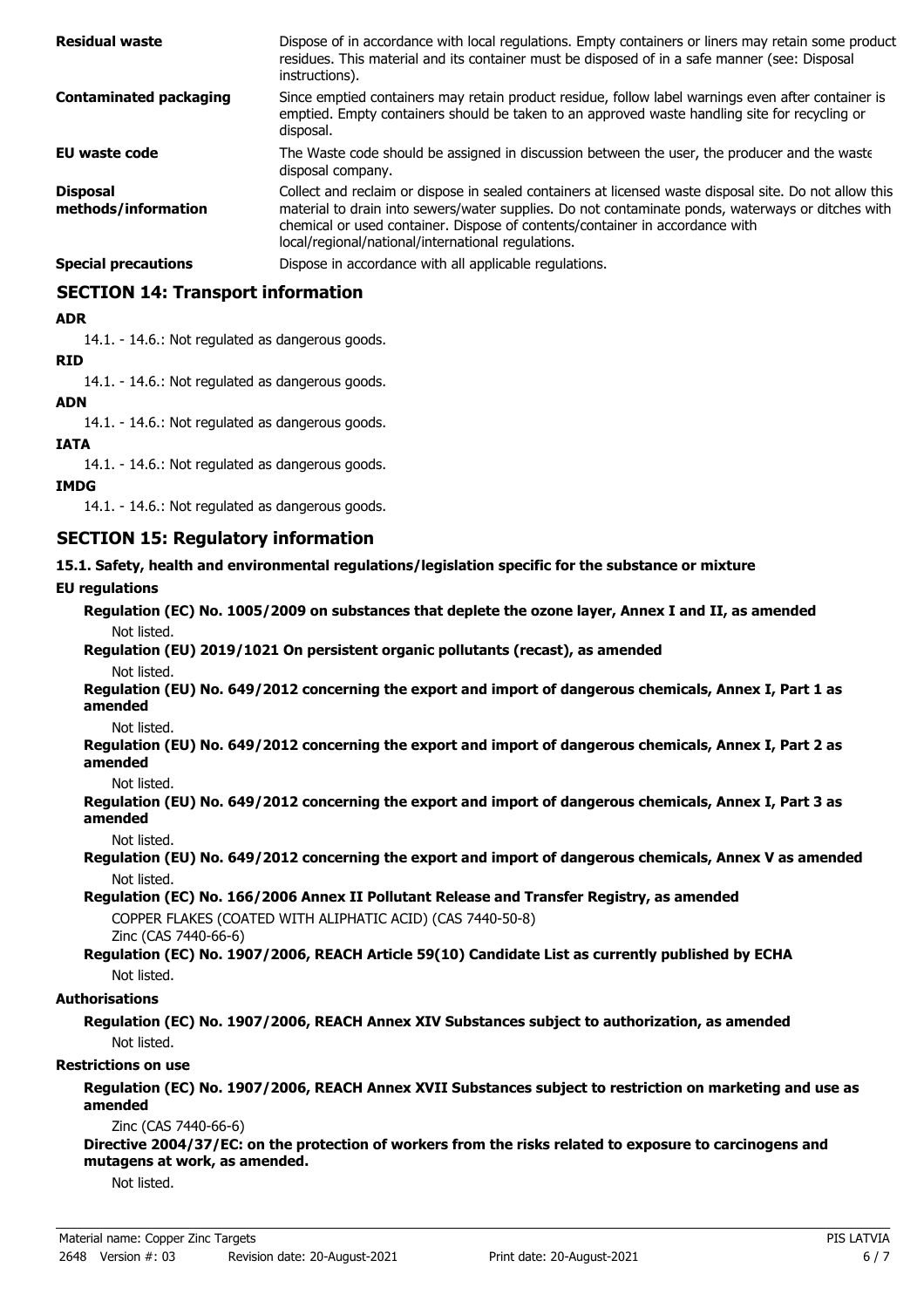| | |
|---|---|
| **Residual waste** | Dispose of in accordance with local regulations. Empty containers or liners may retain some product residues. This material and its container must be disposed of in a safe manner (see: Disposal instructions). |
| **Contaminated packaging** | Since emptied containers may retain product residue, follow label warnings even after container is emptied. Empty containers should be taken to an approved waste handling site for recycling or disposal. |
| **EU waste code** | The Waste code should be assigned in discussion between the user, the producer and the waste disposal company. |
| **Disposal methods/information** | Collect and reclaim or dispose in sealed containers at licensed waste disposal site. Do not allow this material to drain into sewers/water supplies. Do not contaminate ponds, waterways or ditches with chemical or used container. Dispose of contents/container in accordance with local/regional/national/international regulations. |
| **Special precautions** | Dispose in accordance with all applicable regulations. |

## SECTION 14: Transport information

**ADR**

14.1. - 14.6.: Not regulated as dangerous goods.

**RID**

14.1. - 14.6.: Not regulated as dangerous goods.

**ADN**

14.1. - 14.6.: Not regulated as dangerous goods.

**IATA**

14.1. - 14.6.: Not regulated as dangerous goods.

**IMDG**

14.1. - 14.6.: Not regulated as dangerous goods.

## SECTION 15: Regulatory information

**15.1. Safety, health and environmental regulations/legislation specific for the substance or mixture**

**EU regulations**

**Regulation (EC) No. 1005/2009 on substances that deplete the ozone layer, Annex I and II, as amended**

Not listed.

**Regulation (EU) 2019/1021 On persistent organic pollutants (recast), as amended**

Not listed.

**Regulation (EU) No. 649/2012 concerning the export and import of dangerous chemicals, Annex I, Part 1 as amended**

Not listed.

**Regulation (EU) No. 649/2012 concerning the export and import of dangerous chemicals, Annex I, Part 2 as amended**

Not listed.

**Regulation (EU) No. 649/2012 concerning the export and import of dangerous chemicals, Annex I, Part 3 as amended**

Not listed.

**Regulation (EU) No. 649/2012 concerning the export and import of dangerous chemicals, Annex V as amended**

Not listed.

**Regulation (EC) No. 166/2006 Annex II Pollutant Release and Transfer Registry, as amended**

COPPER FLAKES (COATED WITH ALIPHATIC ACID) (CAS 7440-50-8)
Zinc (CAS 7440-66-6)

**Regulation (EC) No. 1907/2006, REACH Article 59(10) Candidate List as currently published by ECHA**

Not listed.

**Authorisations**

**Regulation (EC) No. 1907/2006, REACH Annex XIV Substances subject to authorization, as amended**

Not listed.

**Restrictions on use**

**Regulation (EC) No. 1907/2006, REACH Annex XVII Substances subject to restriction on marketing and use as amended**

Zinc (CAS 7440-66-6)

**Directive 2004/37/EC: on the protection of workers from the risks related to exposure to carcinogens and mutagens at work, as amended.**

Not listed.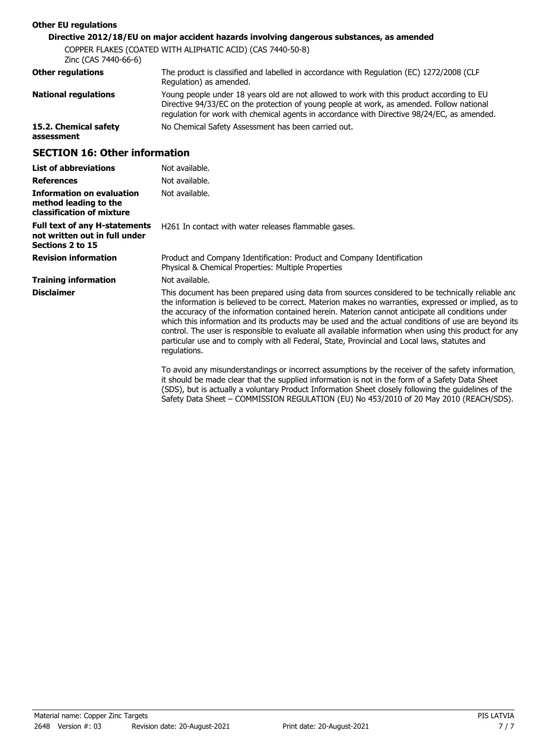**Other EU regulations**

**Directive 2012/18/EU on major accident hazards involving dangerous substances, as amended**

COPPER FLAKES (COATED WITH ALIPHATIC ACID) (CAS 7440-50-8)
Zinc (CAS 7440-66-6)

| | |
|---|---|
| **Other regulations** | The product is classified and labelled in accordance with Regulation (EC) 1272/2008 (CLP Regulation) as amended. |
| **National regulations** | Young people under 18 years old are not allowed to work with this product according to EU Directive 94/33/EC on the protection of young people at work, as amended. Follow national regulation for work with chemical agents in accordance with Directive 98/24/EC, as amended. |
| **15.2. Chemical safety assessment** | No Chemical Safety Assessment has been carried out. |

## SECTION 16: Other information

| | |
|---|---|
| **List of abbreviations** | Not available. |
| **References** | Not available. |
| **Information on evaluation method leading to the classification of mixture** | Not available. |
| **Full text of any H-statements not written out in full under Sections 2 to 15** | H261 In contact with water releases flammable gases. |
| **Revision information** | Product and Company Identification: Product and Company Identification<br>Physical & Chemical Properties: Multiple Properties |
| **Training information** | Not available. |
| **Disclaimer** | This document has been prepared using data from sources considered to be technically reliable and the information is believed to be correct. Materion makes no warranties, expressed or implied, as to the accuracy of the information contained herein. Materion cannot anticipate all conditions under which this information and its products may be used and the actual conditions of use are beyond its control. The user is responsible to evaluate all available information when using this product for any particular use and to comply with all Federal, State, Provincial and Local laws, statutes and regulations.<br><br>To avoid any misunderstandings or incorrect assumptions by the receiver of the safety information, it should be made clear that the supplied information is not in the form of a Safety Data Sheet (SDS), but is actually a voluntary Product Information Sheet closely following the guidelines of the Safety Data Sheet – COMMISSION REGULATION (EU) No 453/2010 of 20 May 2010 (REACH/SDS). |